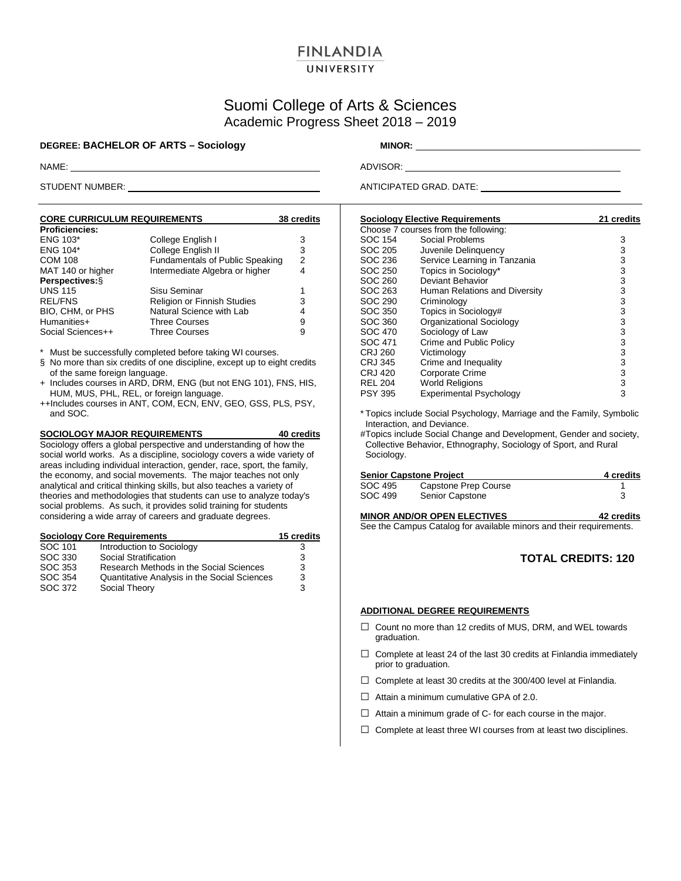# FINLANDIA UNIVERSITY

## Suomi College of Arts & Sciences
### Academic Progress Sheet 2018 – 2019

**DEGREE: BACHELOR OF ARTS – Sociology**

**MINOR:** ____________________

NAME: ____________________

ADVISOR: ____________________

STUDENT NUMBER: ____________________

ANTICIPATED GRAD. DATE: ____________________

---

| **CORE CURRICULUM REQUIREMENTS** | | **38 credits** |
|---|---|---|
| **Proficiencies:** | | |
| ENG 103* | College English I | 3 |
| ENG 104* | College English II | 3 |
| COM 108 | Fundamentals of Public Speaking | 2 |
| MAT 140 or higher | Intermediate Algebra or higher | 4 |
| **Perspectives:**§ | | |
| UNS 115 | Sisu Seminar | 1 |
| REL/FNS | Religion or Finnish Studies | 3 |
| BIO, CHM, or PHS | Natural Science with Lab | 4 |
| Humanities+ | Three Courses | 9 |
| Social Sciences++ | Three Courses | 9 |

\* Must be successfully completed before taking WI courses.

§ No more than six credits of one discipline, except up to eight credits of the same foreign language.

+ Includes courses in ARD, DRM, ENG (but not ENG 101), FNS, HIS, HUM, MUS, PHL, REL, or foreign language.

++Includes courses in ANT, COM, ECN, ENV, GEO, GSS, PLS, PSY, and SOC.

**SOCIOLOGY MAJOR REQUIREMENTS** — **40 credits**

Sociology offers a global perspective and understanding of how the social world works. As a discipline, sociology covers a wide variety of areas including individual interaction, gender, race, sport, the family, the economy, and social movements. The major teaches not only analytical and critical thinking skills, but also teaches a variety of theories and methodologies that students can use to analyze today's social problems. As such, it provides solid training for students considering a wide array of careers and graduate degrees.

| **Sociology Core Requirements** | | **15 credits** |
|---|---|---|
| SOC 101 | Introduction to Sociology | 3 |
| SOC 330 | Social Stratification | 3 |
| SOC 353 | Research Methods in the Social Sciences | 3 |
| SOC 354 | Quantitative Analysis in the Social Sciences | 3 |
| SOC 372 | Social Theory | 3 |

| **Sociology Elective Requirements** | | **21 credits** |
|---|---|---|
| Choose 7 courses from the following: | | |
| SOC 154 | Social Problems | 3 |
| SOC 205 | Juvenile Delinquency | 3 |
| SOC 236 | Service Learning in Tanzania | 3 |
| SOC 250 | Topics in Sociology* | 3 |
| SOC 260 | Deviant Behavior | 3 |
| SOC 263 | Human Relations and Diversity | 3 |
| SOC 290 | Criminology | 3 |
| SOC 350 | Topics in Sociology# | 3 |
| SOC 360 | Organizational Sociology | 3 |
| SOC 470 | Sociology of Law | 3 |
| SOC 471 | Crime and Public Policy | 3 |
| CRJ 260 | Victimology | 3 |
| CRJ 345 | Crime and Inequality | 3 |
| CRJ 420 | Corporate Crime | 3 |
| REL 204 | World Religions | 3 |
| PSY 395 | Experimental Psychology | 3 |

\* Topics include Social Psychology, Marriage and the Family, Symbolic Interaction, and Deviance.

#Topics include Social Change and Development, Gender and society, Collective Behavior, Ethnography, Sociology of Sport, and Rural Sociology.

| **Senior Capstone Project** | | **4 credits** |
|---|---|---|
| SOC 495 | Capstone Prep Course | 1 |
| SOC 499 | Senior Capstone | 3 |

**MINOR AND/OR OPEN ELECTIVES** — **42 credits**

See the Campus Catalog for available minors and their requirements.

**TOTAL CREDITS: 120**

**ADDITIONAL DEGREE REQUIREMENTS**

- ☐ Count no more than 12 credits of MUS, DRM, and WEL towards graduation.
- ☐ Complete at least 24 of the last 30 credits at Finlandia immediately prior to graduation.
- ☐ Complete at least 30 credits at the 300/400 level at Finlandia.
- ☐ Attain a minimum cumulative GPA of 2.0.
- ☐ Attain a minimum grade of C- for each course in the major.
- ☐ Complete at least three WI courses from at least two disciplines.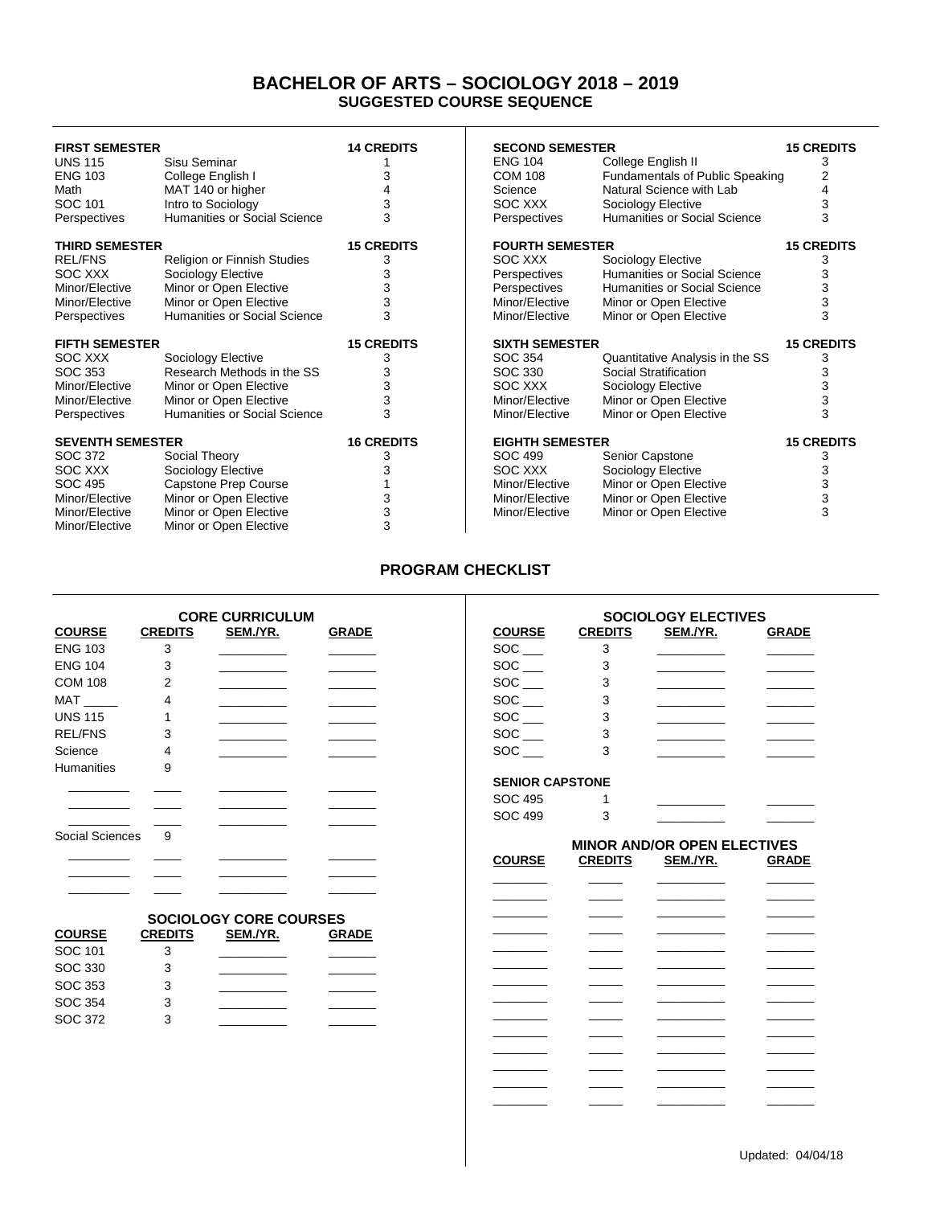# BACHELOR OF ARTS – SOCIOLOGY 2018 – 2019

## SUGGESTED COURSE SEQUENCE

| FIRST SEMESTER | | 14 CREDITS |
|---|---|---|
| UNS 115 | Sisu Seminar | 1 |
| ENG 103 | College English I | 3 |
| Math | MAT 140 or higher | 4 |
| SOC 101 | Intro to Sociology | 3 |
| Perspectives | Humanities or Social Science | 3 |

| SECOND SEMESTER | | 15 CREDITS |
|---|---|---|
| ENG 104 | College English II | 3 |
| COM 108 | Fundamentals of Public Speaking | 2 |
| Science | Natural Science with Lab | 4 |
| SOC XXX | Sociology Elective | 3 |
| Perspectives | Humanities or Social Science | 3 |

| THIRD SEMESTER | | 15 CREDITS |
|---|---|---|
| REL/FNS | Religion or Finnish Studies | 3 |
| SOC XXX | Sociology Elective | 3 |
| Minor/Elective | Minor or Open Elective | 3 |
| Minor/Elective | Minor or Open Elective | 3 |
| Perspectives | Humanities or Social Science | 3 |

| FOURTH SEMESTER | | 15 CREDITS |
|---|---|---|
| SOC XXX | Sociology Elective | 3 |
| Perspectives | Humanities or Social Science | 3 |
| Perspectives | Humanities or Social Science | 3 |
| Minor/Elective | Minor or Open Elective | 3 |
| Minor/Elective | Minor or Open Elective | 3 |

| FIFTH SEMESTER | | 15 CREDITS |
|---|---|---|
| SOC XXX | Sociology Elective | 3 |
| SOC 353 | Research Methods in the SS | 3 |
| Minor/Elective | Minor or Open Elective | 3 |
| Minor/Elective | Minor or Open Elective | 3 |
| Perspectives | Humanities or Social Science | 3 |

| SIXTH SEMESTER | | 15 CREDITS |
|---|---|---|
| SOC 354 | Quantitative Analysis in the SS | 3 |
| SOC 330 | Social Stratification | 3 |
| SOC XXX | Sociology Elective | 3 |
| Minor/Elective | Minor or Open Elective | 3 |
| Minor/Elective | Minor or Open Elective | 3 |

| SEVENTH SEMESTER | | 16 CREDITS |
|---|---|---|
| SOC 372 | Social Theory | 3 |
| SOC XXX | Sociology Elective | 3 |
| SOC 495 | Capstone Prep Course | 1 |
| Minor/Elective | Minor or Open Elective | 3 |
| Minor/Elective | Minor or Open Elective | 3 |
| Minor/Elective | Minor or Open Elective | 3 |

| EIGHTH SEMESTER | | 15 CREDITS |
|---|---|---|
| SOC 499 | Senior Capstone | 3 |
| SOC XXX | Sociology Elective | 3 |
| Minor/Elective | Minor or Open Elective | 3 |
| Minor/Elective | Minor or Open Elective | 3 |
| Minor/Elective | Minor or Open Elective | 3 |

## PROGRAM CHECKLIST

### CORE CURRICULUM

| COURSE | CREDITS | SEM./YR. | GRADE |
|---|---|---|---|
| ENG 103 | 3 | | |
| ENG 104 | 3 | | |
| COM 108 | 2 | | |
| MAT _____ | 4 | | |
| UNS 115 | 1 | | |
| REL/FNS | 3 | | |
| Science | 4 | | |
| Humanities | 9 | | |
| | | | |
| | | | |
| | | | |
| Social Sciences | 9 | | |
| | | | |
| | | | |
| | | | |

### SOCIOLOGY CORE COURSES

| COURSE | CREDITS | SEM./YR. | GRADE |
|---|---|---|---|
| SOC 101 | 3 | | |
| SOC 330 | 3 | | |
| SOC 353 | 3 | | |
| SOC 354 | 3 | | |
| SOC 372 | 3 | | |

### SOCIOLOGY ELECTIVES

| COURSE | CREDITS | SEM./YR. | GRADE |
|---|---|---|---|
| SOC ___ | 3 | | |
| SOC ___ | 3 | | |
| SOC ___ | 3 | | |
| SOC ___ | 3 | | |
| SOC ___ | 3 | | |
| SOC ___ | 3 | | |
| SOC ___ | 3 | | |

### SENIOR CAPSTONE

| COURSE | CREDITS | SEM./YR. | GRADE |
|---|---|---|---|
| SOC 495 | 1 | | |
| SOC 499 | 3 | | |

### MINOR AND/OR OPEN ELECTIVES

| COURSE | CREDITS | SEM./YR. | GRADE |
|---|---|---|---|
| | | | |
| | | | |
| | | | |
| | | | |
| | | | |
| | | | |
| | | | |
| | | | |
| | | | |
| | | | |
| | | | |
| | | | |
| | | | |
| | | | |

Updated: 04/04/18